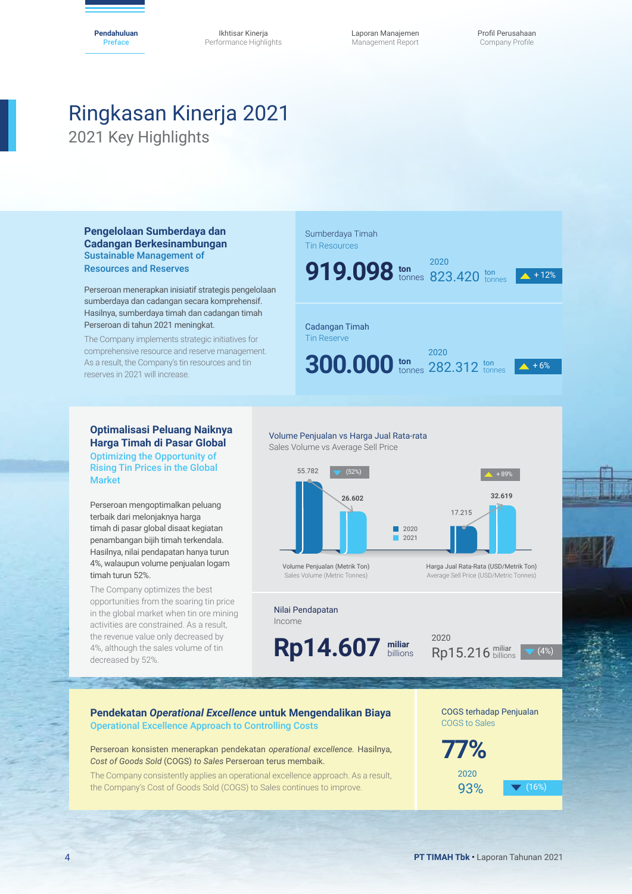# Ringkasan Kinerja 2021
## 2021 Key Highlights

### Pengelolaan Sumberdaya dan Cadangan Berkesinambungan
### Sustainable Management of Resources and Reserves

Perseroan menerapkan inisiatif strategis pengelolaan sumberdaya dan cadangan secara komprehensif. Hasilnya, sumberdaya timah dan cadangan timah Perseroan di tahun 2021 meningkat.

The Company implements strategic initiatives for comprehensive resource and reserve management. As a result, the Company's tin resources and tin reserves in 2021 will increase.

**Sumberdaya Timah**
Tin Resources

**919.098** ton/tonnes — 2020: 823.420 ton/tonnes — ▲ + 12%

**Cadangan Timah**
Tin Reserve

**300.000** ton/tonnes — 2020: 282.312 ton/tonnes — ▲ + 6%

### Optimalisasi Peluang Naiknya Harga Timah di Pasar Global
### Optimizing the Opportunity of Rising Tin Prices in the Global Market

Perseroan mengoptimalkan peluang terbaik dari melonjaknya harga timah di pasar global disaat kegiatan penambangan bijih timah terkendala. Hasilnya, nilai pendapatan hanya turun 4%, walaupun volume penjualan logam timah turun 52%.

The Company optimizes the best opportunities from the soaring tin price in the global market when tin ore mining activities are constrained. As a result, the revenue value only decreased by 4%, although the sales volume of tin decreased by 52%.

**Volume Penjualan vs Harga Jual Rata-rata**
Sales Volume vs Average Sell Price

| | 2020 | 2021 | Perubahan / Change |
|---|---|---|---|
| Volume Penjualan (Metrik Ton) / Sales Volume (Metric Tonnes) | 55.782 | 26.602 | ▼ (52%) |
| Harga Jual Rata-Rata (USD/Metrik Ton) / Average Sell Price (USD/Metric Tonnes) | 17.215 | 32.619 | ▲ + 89% |

**Nilai Pendapatan**
Income

**Rp14.607** miliar/billions — 2020: Rp15.216 miliar/billions — ▼ (4%)

### Pendekatan *Operational Excellence* untuk Mengendalikan Biaya
### Operational Excellence Approach to Controlling Costs

Perseroan konsisten menerapkan pendekatan *operational excellence.* Hasilnya, *Cost of Goods Sold* (COGS) *to Sales* Perseroan terus membaik.

The Company consistently applies an operational excellence approach. As a result, the Company's Cost of Goods Sold (COGS) to Sales continues to improve.

**COGS terhadap Penjualan**
COGS to Sales

**77%** — 2020: 93% — ▼ (16%)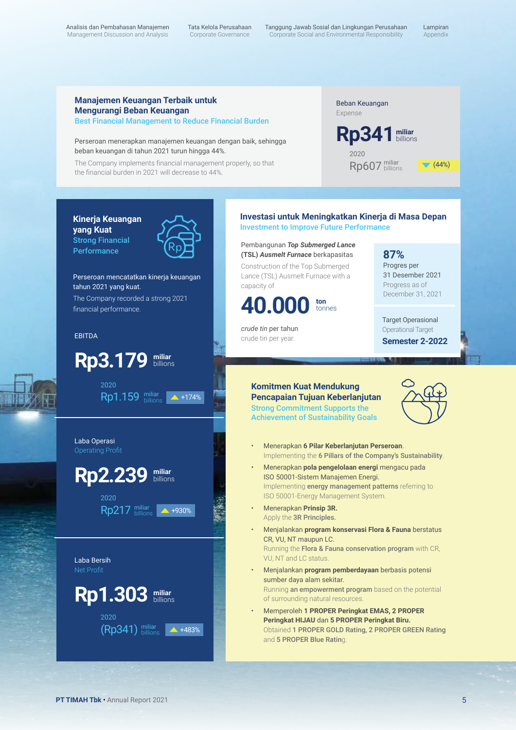## Manajemen Keuangan Terbaik untuk Mengurangi Beban Keuangan
### Best Financial Management to Reduce Financial Burden

Perseroan menerapkan manajemen keuangan dengan baik, sehingga beban keuangan di tahun 2021 turun hingga 44%.

The Company implements financial management properly, so that the financial burden in 2021 will decrease to 44%.

Beban Keuangan
Expense

**Rp341** miliar billions

2020
Rp607 miliar billions (44%)

## Kinerja Keuangan yang Kuat
### Strong Financial Performance

Perseroan mencatatkan kinerja keuangan tahun 2021 yang kuat.

The Company recorded a strong 2021 financial performance.

EBITDA

**Rp3.179** miliar billions

2020
Rp1.159 miliar billions +174%

Laba Operasi
Operating Profit

**Rp2.239** miliar billions

2020
Rp217 miliar billions +930%

Laba Bersih
Net Profit

**Rp1.303** miliar billions

2020
(Rp341) miliar billions +483%

## Investasi untuk Meningkatkan Kinerja di Masa Depan
### Investment to Improve Future Performance

Pembangunan ***Top Submerged Lance* (TSL) *Ausmelt Furnace*** berkapasitas

Construction of the Top Submerged Lance (TSL) Ausmelt Furnace with a capacity of

**40.000** ton tonnes

*crude tin* per tahun
crude tin per year.

**87%**
Progres per 31 Desember 2021
Progress as of December 31, 2021

Target Operasional
Operational Target
**Semester 2-2022**

## Komitmen Kuat Mendukung Pencapaian Tujuan Keberlanjutan
### Strong Commitment Supports the Achievement of Sustainability Goals

- Menerapkan **6 Pilar Keberlanjutan Perseroan**.
  Implementing the **6 Pillars of the Company's Sustainability**.
- Menerapkan **pola pengelolaan energi** mengacu pada ISO 50001-Sistem Manajemen Energi.
  Implementing **energy management patterns** referring to ISO 50001-Energy Management System.
- Menerapkan **Prinsip 3R.**
  Apply the **3R Principles.**
- Menjalankan **program konservasi Flora & Fauna** berstatus CR, VU, NT maupun LC.
  Running the **Flora & Fauna conservation program** with CR, VU, NT and LC status.
- Menjalankan **program pemberdayaan** berbasis potensi sumber daya alam sekitar.
  Running **an empowerment program** based on the potential of surrounding natural resources.
- Memperoleh **1 PROPER Peringkat EMAS, 2 PROPER Peringkat HIJAU** dan **5 PROPER Peringkat Biru.**
  Obtained **1 PROPER GOLD Rating, 2 PROPER GREEN Rating** and **5 PROPER Blue Ratin**g.